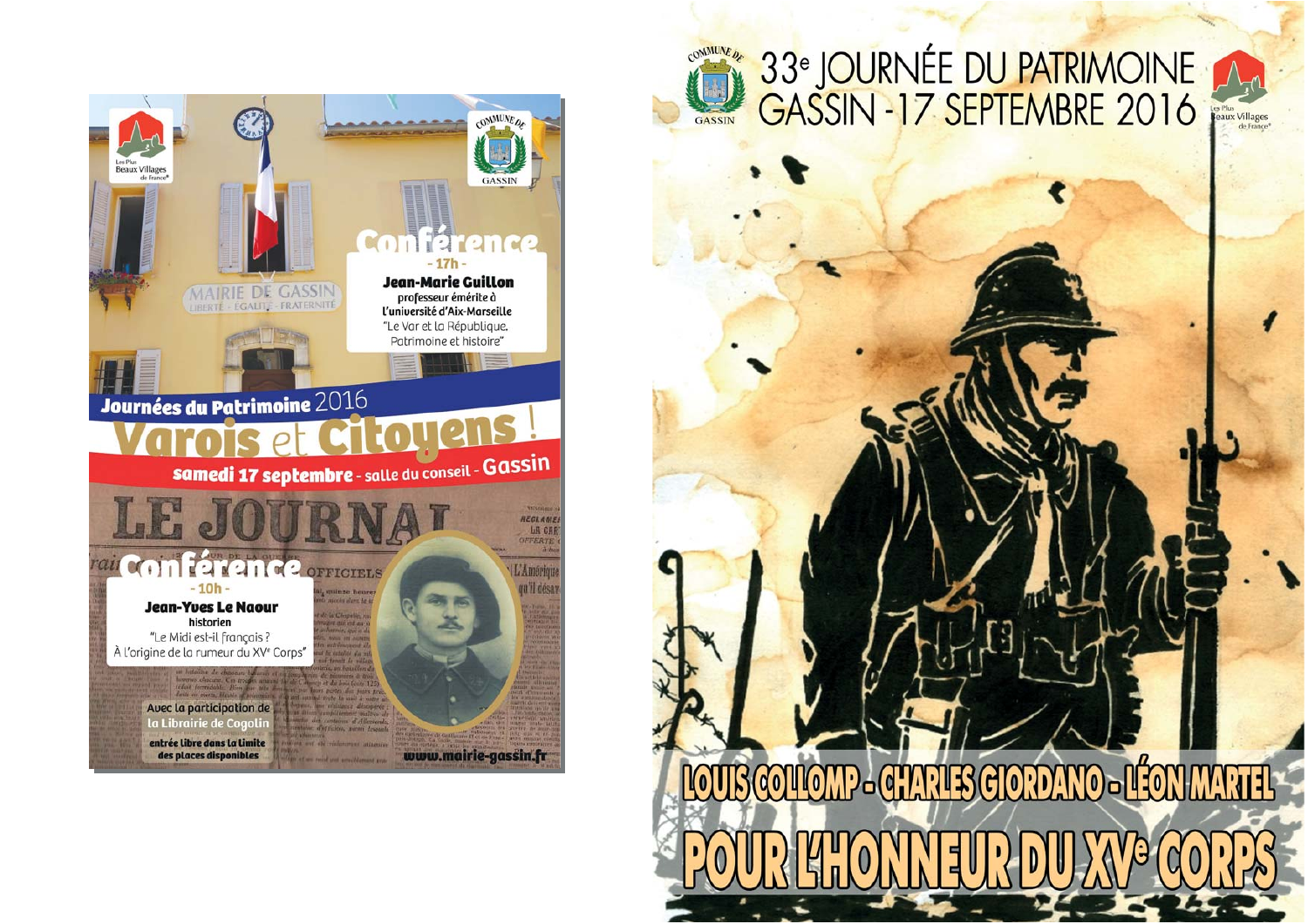Les Plus Beaux Villages de France

COMMUNE DE GASSIN

# Conférence

**- 17h -**

**Jean-Marie Guillon**
professeur émérite à l'université d'Aix-Marseille
"Le Var et la République. Patrimoine et histoire"

**Journées du Patrimoine** 2016

# Varois et Citoyens !

**samedi 17 septembre** - salle du conseil - **Gassin**

# Conférence

**- 10h -**

**Jean-Yves Le Naour**
historien
"Le Midi est-il français ? À l'origine de la rumeur du XV[e] Corps"

Avec la participation de la Librairie de Cogolin

**entrée libre dans la limite des places disponibles**

**www.mairie-gassin.fr**

COMMUNE DE GASSIN

# 33[e] JOURNÉE DU PATRIMOINE GASSIN - 17 SEPTEMBRE 2016

Les Plus Beaux Villages de France

**LOUIS COLLOMP - CHARLES GIORDANO - LÉON MARTEL**

# POUR L'HONNEUR DU XV[e] CORPS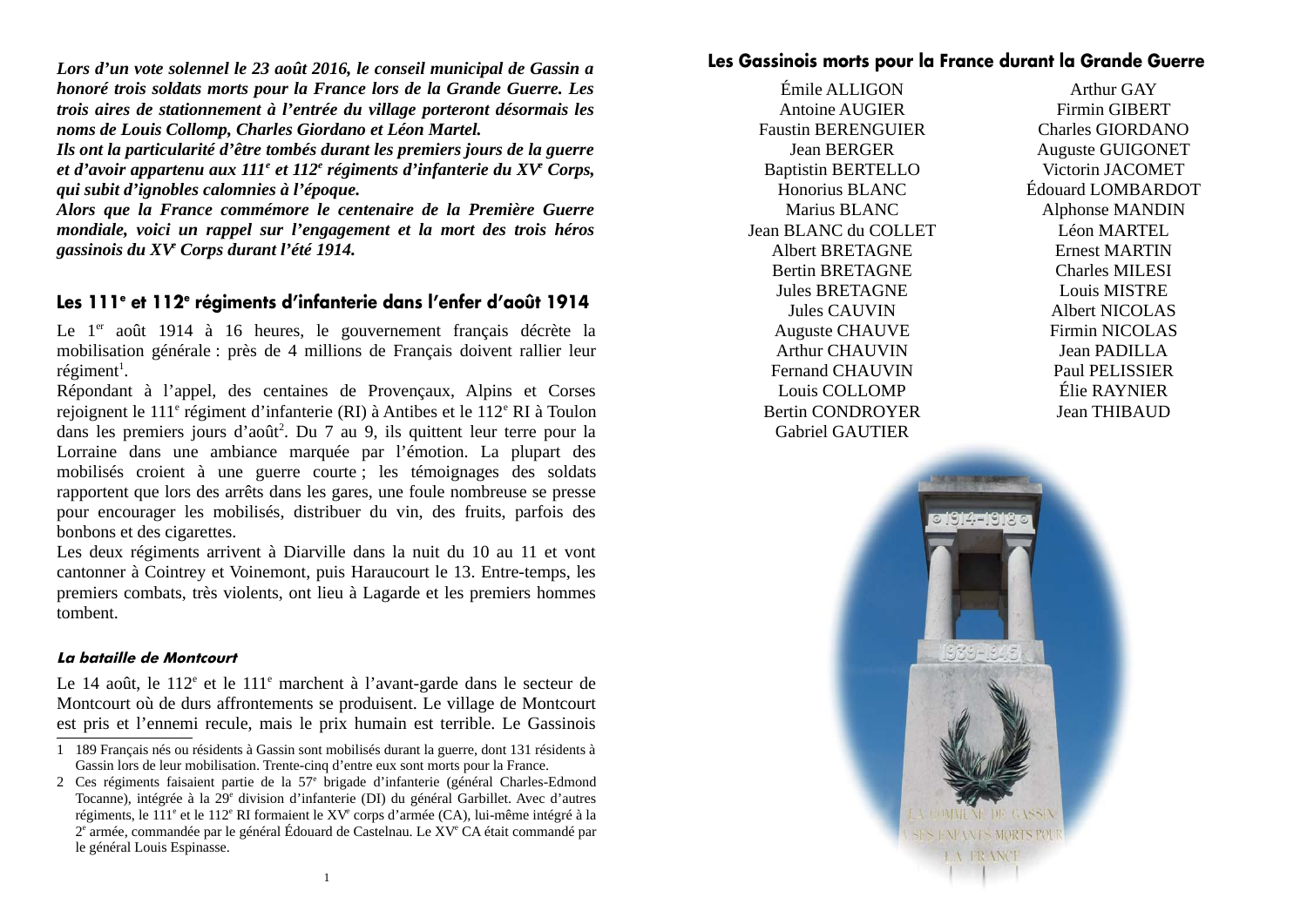*__Lors d’un vote solennel le 23 août 2016, le conseil municipal de Gassin a honoré trois soldats morts pour la France lors de la Grande Guerre. Les trois aires de stationnement à l’entrée du village porteront désormais les noms de Louis Collomp, Charles Giordano et Léon Martel.__*

*__Ils ont la particularité d’être tombés durant les premiers jours de la guerre et d’avoir appartenu aux 111e et 112e régiments d’infanterie du XVe Corps, qui subit d’ignobles calomnies à l’époque.__*

*__Alors que la France commémore le centenaire de la Première Guerre mondiale, voici un rappel sur l’engagement et la mort des trois héros gassinois du XVe Corps durant l’été 1914.__*

## Les 111e et 112e régiments d’infanterie dans l’enfer d’août 1914

Le 1er août 1914 à 16 heures, le gouvernement français décrète la mobilisation générale : près de 4 millions de Français doivent rallier leur régiment[1].

Répondant à l’appel, des centaines de Provençaux, Alpins et Corses rejoignent le 111e régiment d’infanterie (RI) à Antibes et le 112e RI à Toulon dans les premiers jours d’août[2]. Du 7 au 9, ils quittent leur terre pour la Lorraine dans une ambiance marquée par l’émotion. La plupart des mobilisés croient à une guerre courte ; les témoignages des soldats rapportent que lors des arrêts dans les gares, une foule nombreuse se presse pour encourager les mobilisés, distribuer du vin, des fruits, parfois des bonbons et des cigarettes.

Les deux régiments arrivent à Diarville dans la nuit du 10 au 11 et vont cantonner à Cointrey et Voinemont, puis Haraucourt le 13. Entre-temps, les premiers combats, très violents, ont lieu à Lagarde et les premiers hommes tombent.

### *La bataille de Montcourt*

Le 14 août, le 112e et le 111e marchent à l’avant-garde dans le secteur de Montcourt où de durs affrontements se produisent. Le village de Montcourt est pris et l’ennemi recule, mais le prix humain est terrible. Le Gassinois

1 189 Français nés ou résidents à Gassin sont mobilisés durant la guerre, dont 131 résidents à Gassin lors de leur mobilisation. Trente-cinq d’entre eux sont morts pour la France.

2 Ces régiments faisaient partie de la 57e brigade d’infanterie (général Charles-Edmond Tocanne), intégrée à la 29e division d’infanterie (DI) du général Garbillet. Avec d’autres régiments, le 111e et le 112e RI formaient le XVe corps d’armée (CA), lui-même intégré à la 2e armée, commandée par le général Édouard de Castelnau. Le XVe CA était commandé par le général Louis Espinasse.

## Les Gassinois morts pour la France durant la Grande Guerre

Émile ALLIGON
Antoine AUGIER
Faustin BERENGUIER
Jean BERGER
Baptistin BERTELLO
Honorius BLANC
Marius BLANC
Jean BLANC du COLLET
Albert BRETAGNE
Bertin BRETAGNE
Jules BRETAGNE
Jules CAUVIN
Auguste CHAUVE
Arthur CHAUVIN
Fernand CHAUVIN
Louis COLLOMP
Bertin CONDROYER
Gabriel GAUTIER
Arthur GAY
Firmin GIBERT
Charles GIORDANO
Auguste GUIGONET
Victorin JACOMET
Édouard LOMBARDOT
Alphonse MANDIN
Léon MARTEL
Ernest MARTIN
Charles MILESI
Louis MISTRE
Albert NICOLAS
Firmin NICOLAS
Jean PADILLA
Paul PELISSIER
Élie RAYNIER
Jean THIBAUD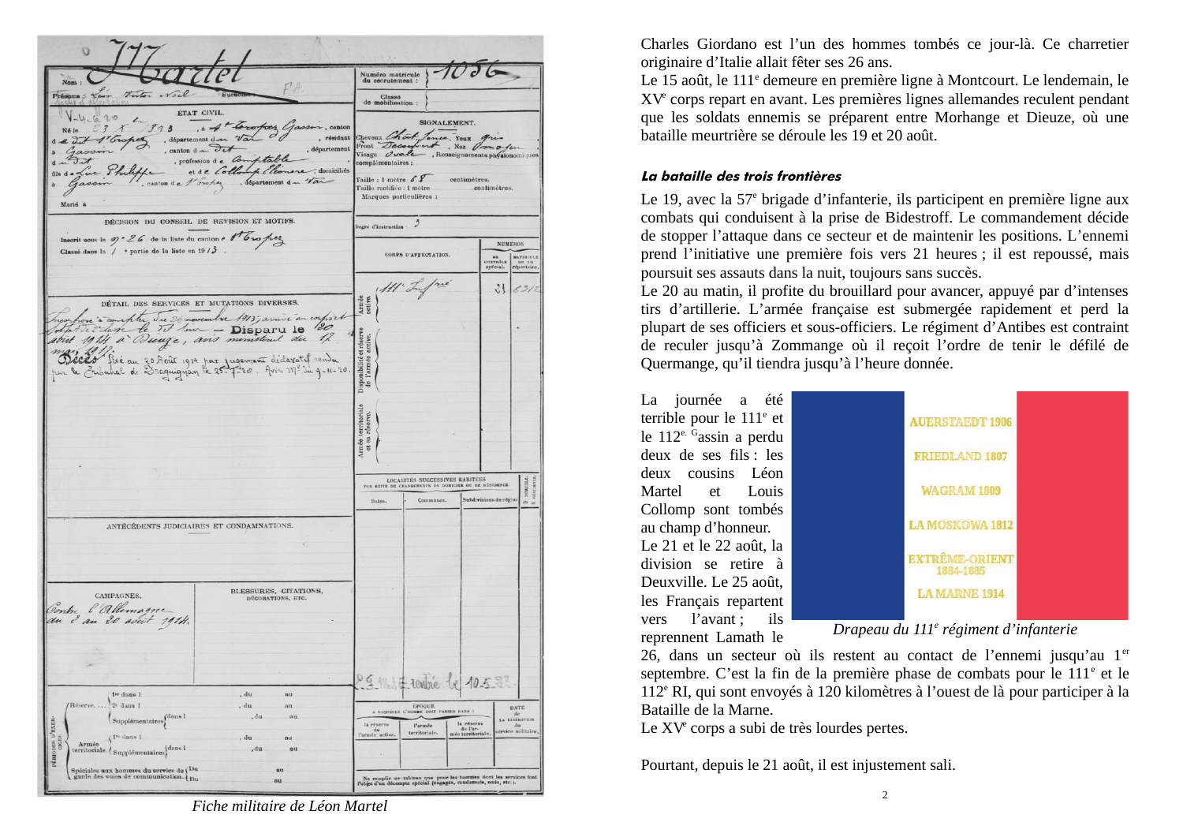Fiche militaire de Léon Martel

Charles Giordano est l'un des hommes tombés ce jour-là. Ce charretier originaire d'Italie allait fêter ses 26 ans.

Le 15 août, le 111[e] demeure en première ligne à Montcourt. Le lendemain, le XV[e] corps repart en avant. Les premières lignes allemandes reculent pendant que les soldats ennemis se préparent entre Morhange et Dieuze, où une bataille meurtrière se déroule les 19 et 20 août.

### *La bataille des trois frontières*

Le 19, avec la 57[e] brigade d'infanterie, ils participent en première ligne aux combats qui conduisent à la prise de Bidestroff. Le commandement décide de stopper l'attaque dans ce secteur et de maintenir les positions. L'ennemi prend l'initiative une première fois vers 21 heures ; il est repoussé, mais poursuit ses assauts dans la nuit, toujours sans succès.

Le 20 au matin, il profite du brouillard pour avancer, appuyé par d'intenses tirs d'artillerie. L'armée française est submergée rapidement et perd la plupart de ses officiers et sous-officiers. Le régiment d'Antibes est contraint de reculer jusqu'à Zommange où il reçoit l'ordre de tenir le défilé de Quermange, qu'il tiendra jusqu'à l'heure donnée.

La journée a été terrible pour le 111[e] et le 112[e]. Gassin a perdu deux de ses fils : les deux cousins Léon Martel et Louis Collomp sont tombés au champ d'honneur.

Le 21 et le 22 août, la division se retire à Deuxville. Le 25 août, les Français repartent vers l'avant ; ils reprennent Lamath le 26, dans un secteur où ils restent au contact de l'ennemi jusqu'au 1[er] septembre. C'est la fin de la première phase de combats pour le 111[e] et le 112[e] RI, qui sont envoyés à 120 kilomètres à l'ouest de là pour participer à la Bataille de la Marne.

*Drapeau du 111[e] régiment d'infanterie*

Le XV[e] corps a subi de très lourdes pertes.

Pourtant, depuis le 21 août, il est injustement sali.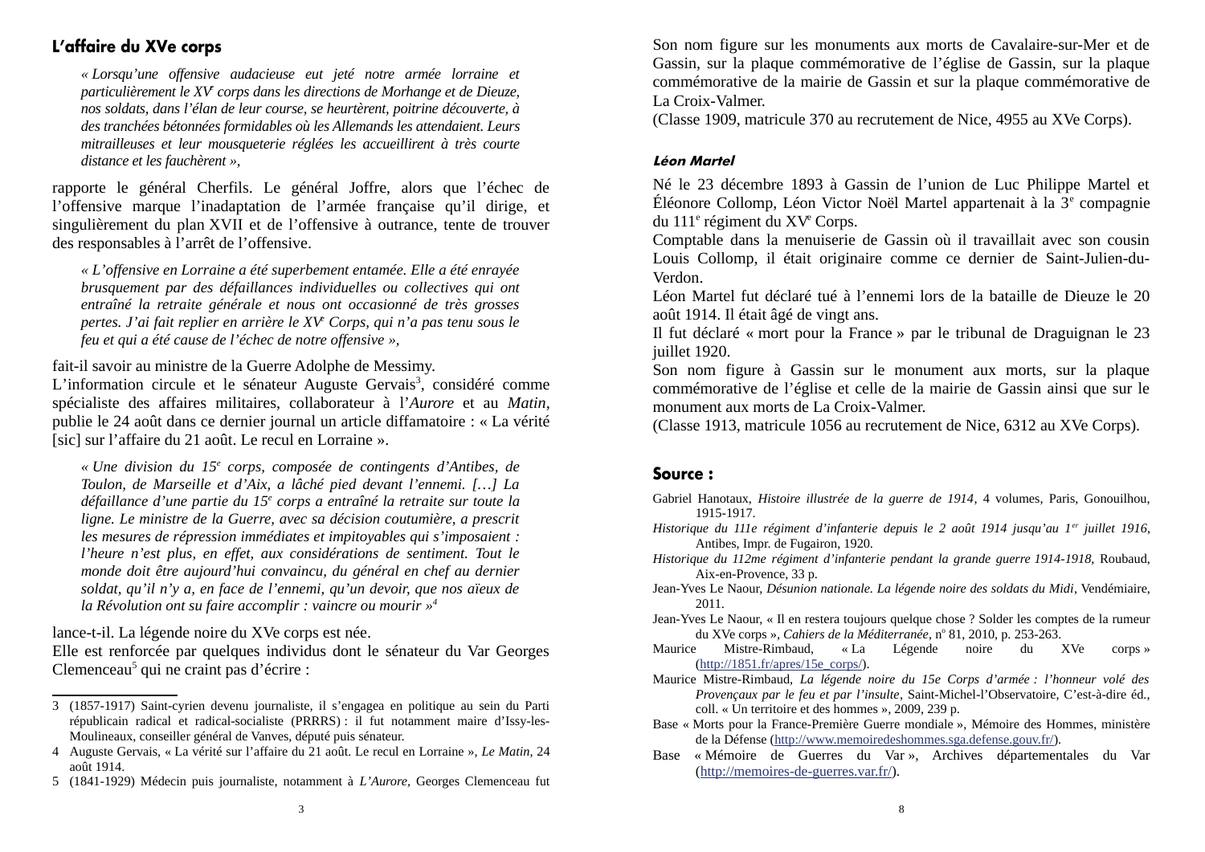## L'affaire du XVe corps

> « *Lorsqu'une offensive audacieuse eut jeté notre armée lorraine et particulièrement le XVe corps dans les directions de Morhange et de Dieuze, nos soldats, dans l'élan de leur course, se heurtèrent, poitrine découverte, à des tranchées bétonnées formidables où les Allemands les attendaient. Leurs mitrailleuses et leur mousqueterie réglées les accueillirent à très courte distance et les fauchèrent* »,

rapporte le général Cherfils. Le général Joffre, alors que l'échec de l'offensive marque l'inadaptation de l'armée française qu'il dirige, et singulièrement du plan XVII et de l'offensive à outrance, tente de trouver des responsables à l'arrêt de l'offensive.

> « *L'offensive en Lorraine a été superbement entamée. Elle a été enrayée brusquement par des défaillances individuelles ou collectives qui ont entraîné la retraite générale et nous ont occasionné de très grosses pertes. J'ai fait replier en arrière le XVe Corps, qui n'a pas tenu sous le feu et qui a été cause de l'échec de notre offensive* »,

fait-il savoir au ministre de la Guerre Adolphe de Messimy.

L'information circule et le sénateur Auguste Gervais[3], considéré comme spécialiste des affaires militaires, collaborateur à l'*Aurore* et au *Matin*, publie le 24 août dans ce dernier journal un article diffamatoire : « La vérité [sic] sur l'affaire du 21 août. Le recul en Lorraine ».

> « *Une division du 15e corps, composée de contingents d'Antibes, de Toulon, de Marseille et d'Aix, a lâché pied devant l'ennemi. […] La défaillance d'une partie du 15e corps a entraîné la retraite sur toute la ligne. Le ministre de la Guerre, avec sa décision coutumière, a prescrit les mesures de répression immédiates et impitoyables qui s'imposaient : l'heure n'est plus, en effet, aux considérations de sentiment. Tout le monde doit être aujourd'hui convaincu, du général en chef au dernier soldat, qu'il n'y a, en face de l'ennemi, qu'un devoir, que nos aïeux de la Révolution ont su faire accomplir : vaincre ou mourir* »[4]

lance-t-il. La légende noire du XVe corps est née.

Elle est renforcée par quelques individus dont le sénateur du Var Georges Clemenceau[5] qui ne craint pas d'écrire :

---

3 (1857-1917) Saint-cyrien devenu journaliste, il s'engagea en politique au sein du Parti républicain radical et radical-socialiste (PRRRS) : il fut notamment maire d'Issy-les-Moulineaux, conseiller général de Vanves, député puis sénateur.

4 Auguste Gervais, « La vérité sur l'affaire du 21 août. Le recul en Lorraine », *Le Matin*, 24 août 1914.

5 (1841-1929) Médecin puis journaliste, notamment à *L'Aurore*, Georges Clemenceau fut

---

Son nom figure sur les monuments aux morts de Cavalaire-sur-Mer et de Gassin, sur la plaque commémorative de l'église de Gassin, sur la plaque commémorative de la mairie de Gassin et sur la plaque commémorative de La Croix-Valmer.

(Classe 1909, matricule 370 au recrutement de Nice, 4955 au XVe Corps).

### Léon Martel

Né le 23 décembre 1893 à Gassin de l'union de Luc Philippe Martel et Éléonore Collomp, Léon Victor Noël Martel appartenait à la 3e compagnie du 111e régiment du XVe Corps.

Comptable dans la menuiserie de Gassin où il travaillait avec son cousin Louis Collomp, il était originaire comme ce dernier de Saint-Julien-du-Verdon.

Léon Martel fut déclaré tué à l'ennemi lors de la bataille de Dieuze le 20 août 1914. Il était âgé de vingt ans.

Il fut déclaré « mort pour la France » par le tribunal de Draguignan le 23 juillet 1920.

Son nom figure à Gassin sur le monument aux morts, sur la plaque commémorative de l'église et celle de la mairie de Gassin ainsi que sur le monument aux morts de La Croix-Valmer.

(Classe 1913, matricule 1056 au recrutement de Nice, 6312 au XVe Corps).

## Source :

Gabriel Hanotaux, *Histoire illustrée de la guerre de 1914*, 4 volumes, Paris, Gonouilhou, 1915-1917.

*Historique du 111e régiment d'infanterie depuis le 2 août 1914 jusqu'au 1er juillet 1916*, Antibes, Impr. de Fugairon, 1920.

*Historique du 112me régiment d'infanterie pendant la grande guerre 1914-1918*, Roubaud, Aix-en-Provence, 33 p.

Jean-Yves Le Naour, *Désunion nationale. La légende noire des soldats du Midi*, Vendémiaire, 2011.

Jean-Yves Le Naour, « Il en restera toujours quelque chose ? Solder les comptes de la rumeur du XVe corps », *Cahiers de la Méditerranée*, no 81, 2010, p. 253-263.

Maurice Mistre-Rimbaud, « La Légende noire du XVe corps » (http://1851.fr/apres/15e_corps/).

Maurice Mistre-Rimbaud, *La légende noire du 15e Corps d'armée : l'honneur volé des Provençaux par le feu et par l'insulte*, Saint-Michel-l'Observatoire, C'est-à-dire éd., coll. « Un territoire et des hommes », 2009, 239 p.

Base « Morts pour la France-Première Guerre mondiale », Mémoire des Hommes, ministère de la Défense (http://www.memoiredeshommes.sga.defense.gouv.fr/).

Base « Mémoire de Guerres du Var », Archives départementales du Var (http://memoires-de-guerres.var.fr/).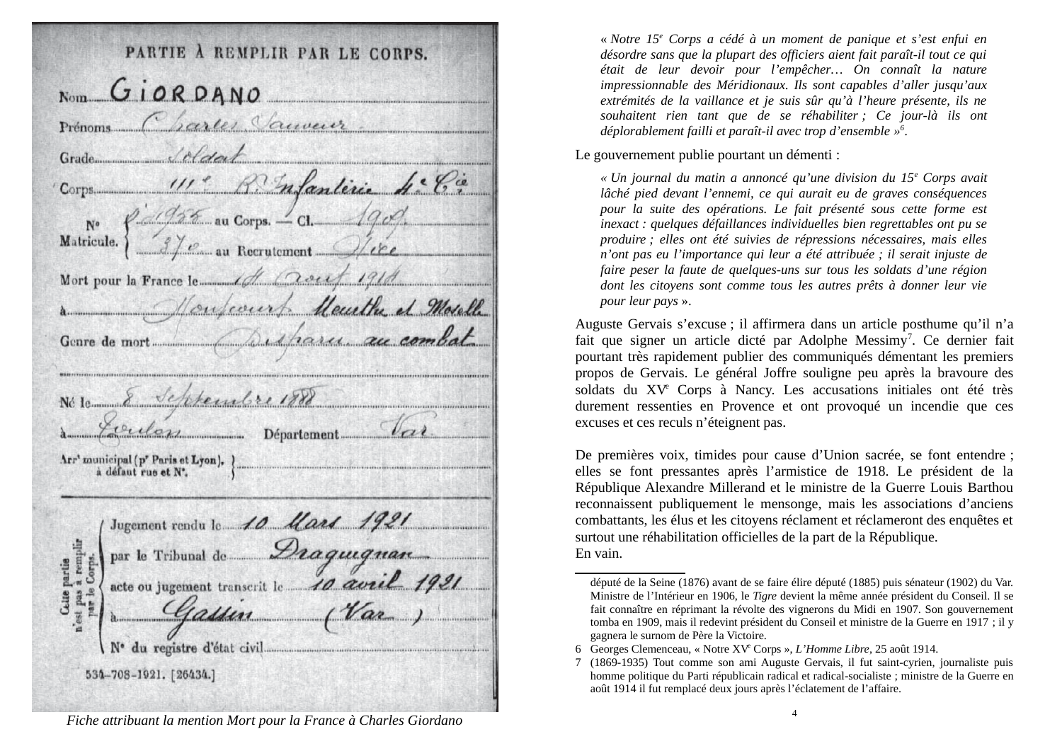Fiche attribuant la mention Mort pour la France à Charles Giordano

> *« Notre 15e Corps a cédé à un moment de panique et s'est enfui en désordre sans que la plupart des officiers aient fait paraît-il tout ce qui était de leur devoir pour l'empêcher… On connaît la nature impressionnable des Méridionaux. Ils sont capables d'aller jusqu'aux extrémités de la vaillance et je suis sûr qu'à l'heure présente, ils ne souhaitent rien tant que de se réhabiliter ; Ce jour-là ils ont déplorablement failli et paraît-il avec trop d'ensemble »*[6].

Le gouvernement publie pourtant un démenti :

> *« Un journal du matin a annoncé qu'une division du 15e Corps avait lâché pied devant l'ennemi, ce qui aurait eu de graves conséquences pour la suite des opérations. Le fait présenté sous cette forme est inexact : quelques défaillances individuelles bien regrettables ont pu se produire ; elles ont été suivies de répressions nécessaires, mais elles n'ont pas eu l'importance qui leur a été attribuée ; il serait injuste de faire peser la faute de quelques-uns sur tous les soldats d'une région dont les citoyens sont comme tous les autres prêts à donner leur vie pour leur pays ».*

Auguste Gervais s'excuse ; il affirmera dans un article posthume qu'il n'a fait que signer un article dicté par Adolphe Messimy[7]. Ce dernier fait pourtant très rapidement publier des communiqués démentant les premiers propos de Gervais. Le général Joffre souligne peu après la bravoure des soldats du XVe Corps à Nancy. Les accusations initiales ont été très durement ressenties en Provence et ont provoqué un incendie que ces excuses et ces reculs n'éteignent pas.

De premières voix, timides pour cause d'Union sacrée, se font entendre ; elles se font pressantes après l'armistice de 1918. Le président de la République Alexandre Millerand et le ministre de la Guerre Louis Barthou reconnaissent publiquement le mensonge, mais les associations d'anciens combattants, les élus et les citoyens réclament et réclameront des enquêtes et surtout une réhabilitation officielles de la part de la République.
En vain.

---

député de la Seine (1876) avant de se faire élire député (1885) puis sénateur (1902) du Var. Ministre de l'Intérieur en 1906, le *Tigre* devient la même année président du Conseil. Il se fait connaître en réprimant la révolte des vignerons du Midi en 1907. Son gouvernement tomba en 1909, mais il redevint président du Conseil et ministre de la Guerre en 1917 ; il y gagnera le surnom de Père la Victoire.

6 Georges Clemenceau, « Notre XVe Corps », *L'Homme Libre*, 25 août 1914.

7 (1869-1935) Tout comme son ami Auguste Gervais, il fut saint-cyrien, journaliste puis homme politique du Parti républicain radical et radical-socialiste ; ministre de la Guerre en août 1914 il fut remplacé deux jours après l'éclatement de l'affaire.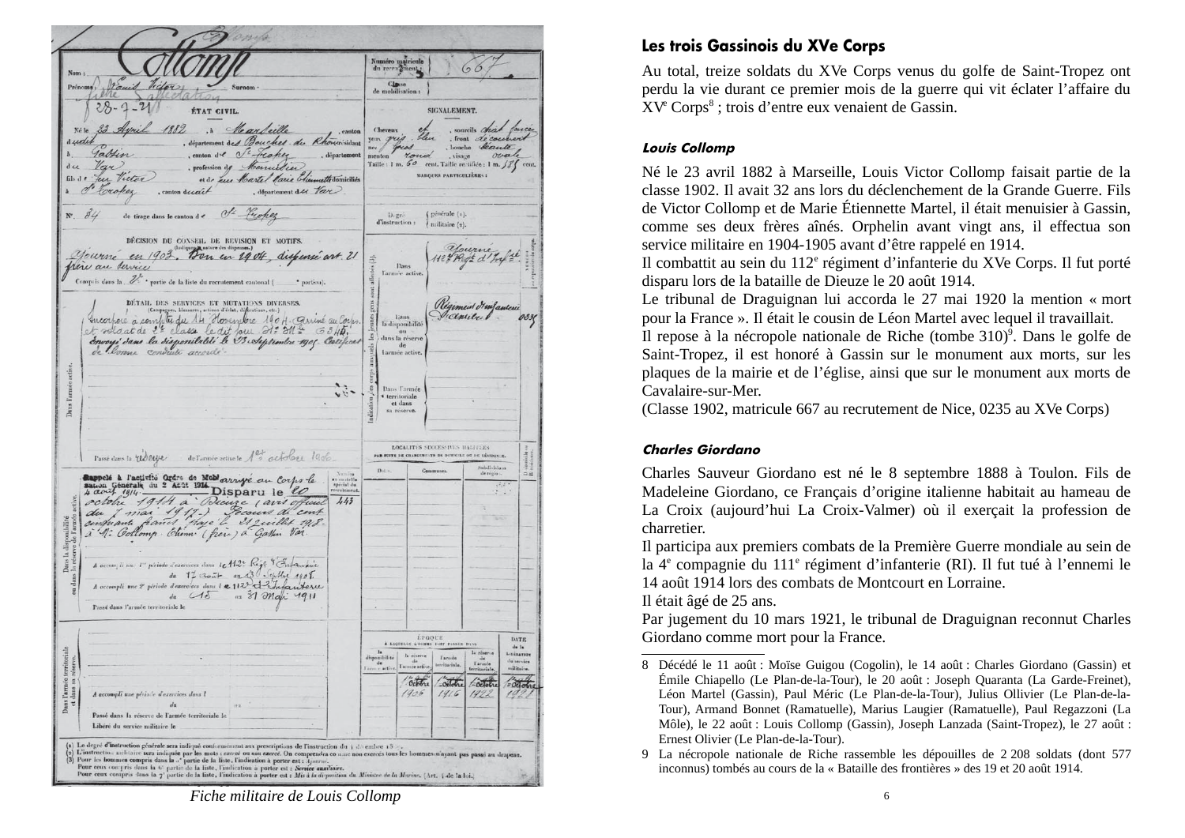Fiche militaire de Louis Collomp

## Les trois Gassinois du XVe Corps

Au total, treize soldats du XVe Corps venus du golfe de Saint-Tropez ont perdu la vie durant ce premier mois de la guerre qui vit éclater l'affaire du XVe Corps[8] ; trois d'entre eux venaient de Gassin.

### Louis Collomp

Né le 23 avril 1882 à Marseille, Louis Victor Collomp faisait partie de la classe 1902. Il avait 32 ans lors du déclenchement de la Grande Guerre. Fils de Victor Collomp et de Marie Étiennette Martel, il était menuisier à Gassin, comme ses deux frères aînés. Orphelin avant vingt ans, il effectua son service militaire en 1904-1905 avant d'être rappelé en 1914.
Il combattit au sein du 112e régiment d'infanterie du XVe Corps. Il fut porté disparu lors de la bataille de Dieuze le 20 août 1914.
Le tribunal de Draguignan lui accorda le 27 mai 1920 la mention « mort pour la France ». Il était le cousin de Léon Martel avec lequel il travaillait.
Il repose à la nécropole nationale de Riche (tombe 310)[9]. Dans le golfe de Saint-Tropez, il est honoré à Gassin sur le monument aux morts, sur les plaques de la mairie et de l'église, ainsi que sur le monument aux morts de Cavalaire-sur-Mer.
(Classe 1902, matricule 667 au recrutement de Nice, 0235 au XVe Corps)

### Charles Giordano

Charles Sauveur Giordano est né le 8 septembre 1888 à Toulon. Fils de Madeleine Giordano, ce Français d'origine italienne habitait au hameau de La Croix (aujourd'hui La Croix-Valmer) où il exerçait la profession de charretier.
Il participa aux premiers combats de la Première Guerre mondiale au sein de la 4e compagnie du 111e régiment d'infanterie (RI). Il fut tué à l'ennemi le 14 août 1914 lors des combats de Montcourt en Lorraine.
Il était âgé de 25 ans.
Par jugement du 10 mars 1921, le tribunal de Draguignan reconnut Charles Giordano comme mort pour la France.

---

8 Décédé le 11 août : Moïse Guigou (Cogolin), le 14 août : Charles Giordano (Gassin) et Émile Chiapello (Le Plan-de-la-Tour), le 20 août : Joseph Quaranta (La Garde-Freinet), Léon Martel (Gassin), Paul Méric (Le Plan-de-la-Tour), Julius Ollivier (Le Plan-de-la-Tour), Armand Bonnet (Ramatuelle), Marius Laugier (Ramatuelle), Paul Regazzoni (La Môle), le 22 août : Louis Collomp (Gassin), Joseph Lanzada (Saint-Tropez), le 27 août : Ernest Olivier (Le Plan-de-la-Tour).

9 La nécropole nationale de Riche rassemble les dépouilles de 2 208 soldats (dont 577 inconnus) tombés au cours de la « Bataille des frontières » des 19 et 20 août 1914.